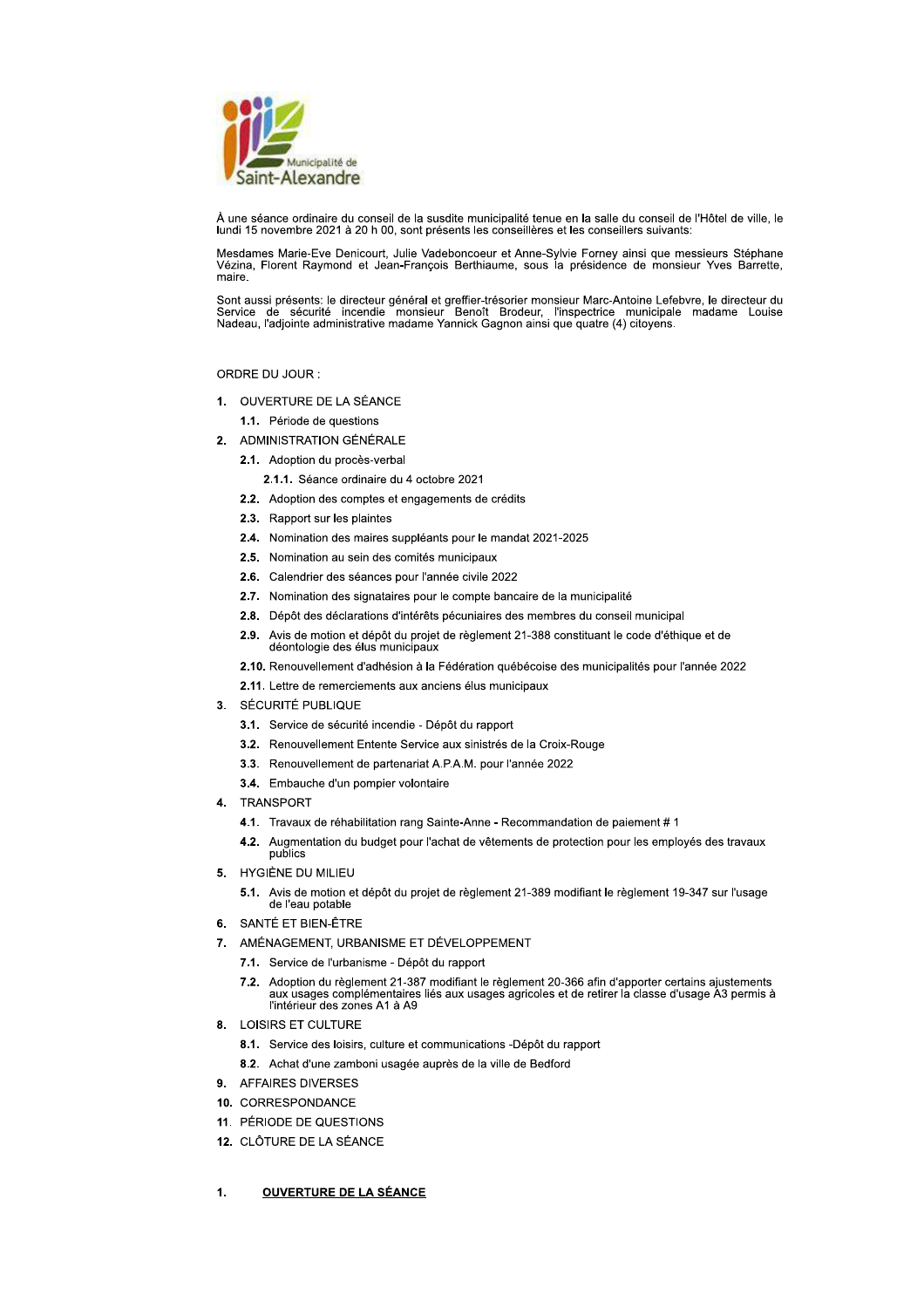Municipalité de Saint-Alexandre

À une séance ordinaire du conseil de la susdite municipalité tenue en la salle du conseil de l'Hôtel de ville, le lundi 15 novembre 2021 à 20 h 00, sont présents les conseillères et les conseillers suivants:

Mesdames Marie-Eve Denicourt, Julie Vadeboncoeur et Anne-Sylvie Forney ainsi que messieurs Stéphane Vézina, Florent Raymond et Jean-François Berthiaume, sous la présidence de monsieur Yves Barrette, maire.

Sont aussi présents: le directeur général et greffier-trésorier monsieur Marc-Antoine Lefebvre, le directeur du Service de sécurité incendie monsieur Benoît Brodeur, l'inspectrice municipale madame Louise Nadeau, l'adjointe administrative madame Yannick Gagnon ainsi que quatre (4) citoyens.

ORDRE DU JOUR :

1. OUVERTURE DE LA SÉANCE
   - **1.1.** Période de questions
2. ADMINISTRATION GÉNÉRALE
   - **2.1.** Adoption du procès-verbal
     - **2.1.1.** Séance ordinaire du 4 octobre 2021
   - **2.2.** Adoption des comptes et engagements de crédits
   - **2.3.** Rapport sur les plaintes
   - **2.4.** Nomination des maires suppléants pour le mandat 2021-2025
   - **2.5.** Nomination au sein des comités municipaux
   - **2.6.** Calendrier des séances pour l'année civile 2022
   - **2.7.** Nomination des signataires pour le compte bancaire de la municipalité
   - **2.8.** Dépôt des déclarations d'intérêts pécuniaires des membres du conseil municipal
   - **2.9.** Avis de motion et dépôt du projet de règlement 21-388 constituant le code d'éthique et de déontologie des élus municipaux
   - **2.10.** Renouvellement d'adhésion à la Fédération québécoise des municipalités pour l'année 2022
   - **2.11.** Lettre de remerciements aux anciens élus municipaux
3. SÉCURITÉ PUBLIQUE
   - **3.1.** Service de sécurité incendie - Dépôt du rapport
   - **3.2.** Renouvellement Entente Service aux sinistrés de la Croix-Rouge
   - **3.3.** Renouvellement de partenariat A.P.A.M. pour l'année 2022
   - **3.4.** Embauche d'un pompier volontaire
4. TRANSPORT
   - **4.1.** Travaux de réhabilitation rang Sainte-Anne - Recommandation de paiement # 1
   - **4.2.** Augmentation du budget pour l'achat de vêtements de protection pour les employés des travaux publics
5. HYGIÈNE DU MILIEU
   - **5.1.** Avis de motion et dépôt du projet de règlement 21-389 modifiant le règlement 19-347 sur l'usage de l'eau potable
6. SANTÉ ET BIEN-ÊTRE
7. AMÉNAGEMENT, URBANISME ET DÉVELOPPEMENT
   - **7.1.** Service de l'urbanisme - Dépôt du rapport
   - **7.2.** Adoption du règlement 21-387 modifiant le règlement 20-366 afin d'apporter certains ajustements aux usages complémentaires liés aux usages agricoles et de retirer la classe d'usage A3 permis à l'intérieur des zones A1 à A9
8. LOISIRS ET CULTURE
   - **8.1.** Service des loisirs, culture et communications -Dépôt du rapport
   - **8.2.** Achat d'une zamboni usagée auprès de la ville de Bedford
9. AFFAIRES DIVERSES
10. CORRESPONDANCE
11. PÉRIODE DE QUESTIONS
12. CLÔTURE DE LA SÉANCE

## 1. OUVERTURE DE LA SÉANCE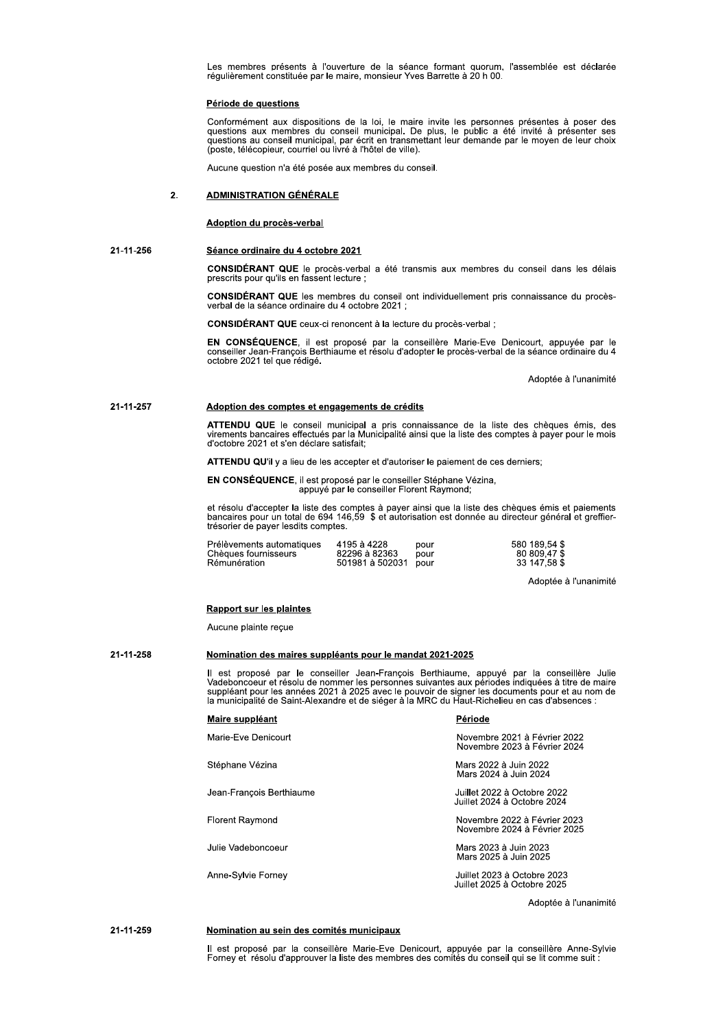Les membres présents à l'ouverture de la séance formant quorum, l'assemblée est déclarée régulièrement constituée par le maire, monsieur Yves Barrette à 20 h 00.

**Période de questions**

Conformément aux dispositions de la loi, le maire invite les personnes présentes à poser des questions aux membres du conseil municipal. De plus, le public a été invité à présenter ses questions au conseil municipal, par écrit en transmettant leur demande par le moyen de leur choix (poste, télécopieur, courriel ou livré à l'hôtel de ville).

Aucune question n'a été posée aux membres du conseil.

## 2. ADMINISTRATION GÉNÉRALE

**Adoption du procès-verbal**

**21-11-256 — Séance ordinaire du 4 octobre 2021**

**CONSIDÉRANT QUE** le procès-verbal a été transmis aux membres du conseil dans les délais prescrits pour qu'ils en fassent lecture ;

**CONSIDÉRANT QUE** les membres du conseil ont individuellement pris connaissance du procès-verbal de la séance ordinaire du 4 octobre 2021 ;

**CONSIDÉRANT QUE** ceux-ci renoncent à la lecture du procès-verbal ;

**EN CONSÉQUENCE**, il est proposé par la conseillère Marie-Eve Denicourt, appuyée par le conseiller Jean-François Berthiaume et résolu d'adopter le procès-verbal de la séance ordinaire du 4 octobre 2021 tel que rédigé.

Adoptée à l'unanimité

**21-11-257 — Adoption des comptes et engagements de crédits**

**ATTENDU QUE** le conseil municipal a pris connaissance de la liste des chèques émis, des virements bancaires effectués par la Municipalité ainsi que la liste des comptes à payer pour le mois d'octobre 2021 et s'en déclare satisfait;

**ATTENDU QU'il** y a lieu de les accepter et d'autoriser le paiement de ces derniers;

**EN CONSÉQUENCE**, il est proposé par le conseiller Stéphane Vézina, appuyé par le conseiller Florent Raymond;

et résolu d'accepter la liste des comptes à payer ainsi que la liste des chèques émis et paiements bancaires pour un total de 694 146,59 $ et autorisation est donnée au directeur général et greffier-trésorier de payer lesdits comptes.

| | | | |
|---|---|---|---|
| Prélèvements automatiques | 4195 à 4228 | pour | 580 189,54 $ |
| Chèques fournisseurs | 82296 à 82363 | pour | 80 809,47 $ |
| Rémunération | 501981 à 502031 | pour | 33 147,58 $ |

Adoptée à l'unanimité

**Rapport sur les plaintes**

Aucune plainte reçue

**21-11-258 — Nomination des maires suppléants pour le mandat 2021-2025**

Il est proposé par le conseiller Jean-François Berthiaume, appuyé par la conseillère Julie Vadeboncoeur et résolu de nommer les personnes suivantes aux périodes indiquées à titre de maire suppléant pour les années 2021 à 2025 avec le pouvoir de signer les documents pour et au nom de la municipalité de Saint-Alexandre et de siéger à la MRC du Haut-Richelieu en cas d'absences :

| Maire suppléant | Période |
|---|---|
| Marie-Eve Denicourt | Novembre 2021 à Février 2022<br>Novembre 2023 à Février 2024 |
| Stéphane Vézina | Mars 2022 à Juin 2022<br>Mars 2024 à Juin 2024 |
| Jean-François Berthiaume | Juillet 2022 à Octobre 2022<br>Juillet 2024 à Octobre 2024 |
| Florent Raymond | Novembre 2022 à Février 2023<br>Novembre 2024 à Février 2025 |
| Julie Vadeboncoeur | Mars 2023 à Juin 2023<br>Mars 2025 à Juin 2025 |
| Anne-Sylvie Forney | Juillet 2023 à Octobre 2023<br>Juillet 2025 à Octobre 2025 |

Adoptée à l'unanimité

**21-11-259 — Nomination au sein des comités municipaux**

Il est proposé par la conseillère Marie-Eve Denicourt, appuyée par la conseillère Anne-Sylvie Forney et résolu d'approuver la liste des membres des comités du conseil qui se lit comme suit :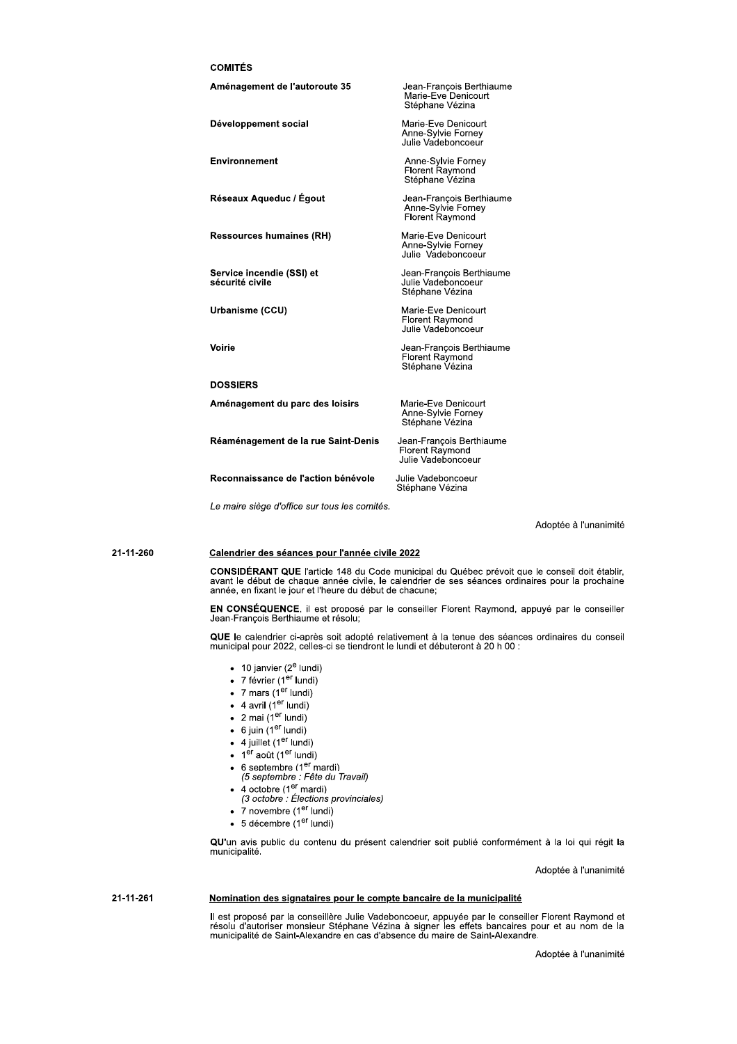**COMITÉS**

| | |
|---|---|
| **Aménagement de l'autoroute 35** | Jean-François Berthiaume<br>Marie-Eve Denicourt<br>Stéphane Vézina |
| **Développement social** | Marie-Eve Denicourt<br>Anne-Sylvie Forney<br>Julie Vadeboncoeur |
| **Environnement** | Anne-Sylvie Forney<br>Florent Raymond<br>Stéphane Vézina |
| **Réseaux Aqueduc / Égout** | Jean-François Berthiaume<br>Anne-Sylvie Forney<br>Florent Raymond |
| **Ressources humaines (RH)** | Marie-Eve Denicourt<br>Anne-Sylvie Forney<br>Julie Vadeboncoeur |
| **Service incendie (SSI) et sécurité civile** | Jean-François Berthiaume<br>Julie Vadeboncoeur<br>Stéphane Vézina |
| **Urbanisme (CCU)** | Marie-Eve Denicourt<br>Florent Raymond<br>Julie Vadeboncoeur |
| **Voirie** | Jean-François Berthiaume<br>Florent Raymond<br>Stéphane Vézina |

**DOSSIERS**

| | |
|---|---|
| **Aménagement du parc des loisirs** | Marie-Eve Denicourt<br>Anne-Sylvie Forney<br>Stéphane Vézina |
| **Réaménagement de la rue Saint-Denis** | Jean-François Berthiaume<br>Florent Raymond<br>Julie Vadeboncoeur |
| **Reconnaissance de l'action bénévole** | Julie Vadeboncoeur<br>Stéphane Vézina |

*Le maire siège d'office sur tous les comités.*

Adoptée à l'unanimité

21-11-260

## Calendrier des séances pour l'année civile 2022

**CONSIDÉRANT QUE** l'article 148 du Code municipal du Québec prévoit que le conseil doit établir, avant le début de chaque année civile, le calendrier de ses séances ordinaires pour la prochaine année, en fixant le jour et l'heure du début de chacune;

**EN CONSÉQUENCE**, il est proposé par le conseiller Florent Raymond, appuyé par le conseiller Jean-François Berthiaume et résolu;

**QUE** le calendrier ci-après soit adopté relativement à la tenue des séances ordinaires du conseil municipal pour 2022, celles-ci se tiendront le lundi et débuteront à 20 h 00 :

- 10 janvier (2e lundi)
- 7 février (1er lundi)
- 7 mars (1er lundi)
- 4 avril (1er lundi)
- 2 mai (1er lundi)
- 6 juin (1er lundi)
- 4 juillet (1er lundi)
- 1er août (1er lundi)
- 6 septembre (1er mardi)
  *(5 septembre : Fête du Travail)*
- 4 octobre (1er mardi)
  *(3 octobre : Élections provinciales)*
- 7 novembre (1er lundi)
- 5 décembre (1er lundi)

**QU'**un avis public du contenu du présent calendrier soit publié conformément à la loi qui régit la municipalité.

Adoptée à l'unanimité

21-11-261

## Nomination des signataires pour le compte bancaire de la municipalité

Il est proposé par la conseillère Julie Vadeboncoeur, appuyée par le conseiller Florent Raymond et résolu d'autoriser monsieur Stéphane Vézina à signer les effets bancaires pour et au nom de la municipalité de Saint-Alexandre en cas d'absence du maire de Saint-Alexandre.

Adoptée à l'unanimité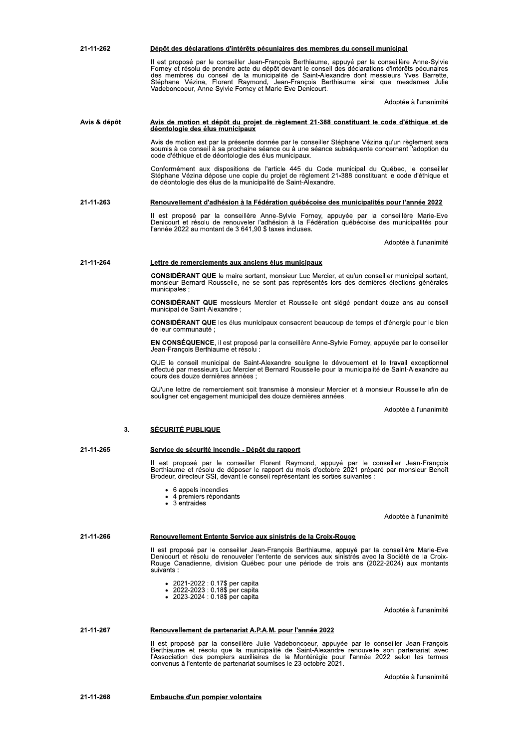**21-11-262** **Dépôt des déclarations d'intérêts pécuniaires des membres du conseil municipal**

Il est proposé par le conseiller Jean-François Berthiaume, appuyé par la conseillère Anne-Sylvie Forney et résolu de prendre acte du dépôt devant le conseil des déclarations d'intérêts pécunaires des membres du conseil de la municipalité de Saint-Alexandre dont messieurs Yves Barrette, Stéphane Vézina, Florent Raymond, Jean-François Berthiaume ainsi que mesdames Julie Vadeboncoeur, Anne-Sylvie Forney et Marie-Eve Denicourt.

Adoptée à l'unanimité

**Avis & dépôt** **Avis de motion et dépôt du projet de règlement 21-388 constituant le code d'éthique et de déontologie des élus municipaux**

Avis de motion est par la présente donnée par le conseiller Stéphane Vézina qu'un règlement sera soumis à ce conseil à sa prochaine séance ou à une séance subséquente concernant l'adoption du code d'éthique et de déontologie des élus municipaux.

Conformément aux dispositions de l'article 445 du Code municipal du Québec, le conseiller Stéphane Vézina dépose une copie du projet de règlement 21-388 constituant le code d'éthique et de déontologie des élus de la municipalité de Saint-Alexandre.

**21-11-263** **Renouvellement d'adhésion à la Fédération québécoise des municipalités pour l'année 2022**

Il est proposé par la conseillère Anne-Sylvie Forney, appuyée par la conseillère Marie-Eve Denicourt et résolu de renouveler l'adhésion à la Fédération québécoise des municipalités pour l'année 2022 au montant de 3 641,90 $ taxes incluses.

Adoptée à l'unanimité

**21-11-264** **Lettre de remerciements aux anciens élus municipaux**

**CONSIDÉRANT QUE** le maire sortant, monsieur Luc Mercier, et qu'un conseiller municipal sortant, monsieur Bernard Rousselle, ne se sont pas représentés lors des dernières élections générales municipales ;

**CONSIDÉRANT QUE** messieurs Mercier et Rousselle ont siégé pendant douze ans au conseil municipal de Saint-Alexandre ;

**CONSIDÉRANT QUE** les élus municipaux consacrent beaucoup de temps et d'énergie pour le bien de leur communauté ;

**EN CONSÉQUENCE**, il est proposé par la conseillère Anne-Sylvie Forney, appuyée par le conseiller Jean-François Berthiaume et résolu :

QUE le conseil municipal de Saint-Alexandre souligne le dévouement et le travail exceptionnel effectué par messieurs Luc Mercier et Bernard Rousselle pour la municipalité de Saint-Alexandre au cours des douze dernières années ;

QU'une lettre de remerciement soit transmise à monsieur Mercier et à monsieur Rousselle afin de souligner cet engagement municipal des douze dernières années.

Adoptée à l'unanimité

## 3. SÉCURITÉ PUBLIQUE

**21-11-265** **Service de sécurité incendie - Dépôt du rapport**

Il est proposé par le conseiller Florent Raymond, appuyé par le conseiller Jean-François Berthiaume et résolu de déposer le rapport du mois d'octobre 2021 préparé par monsieur Benoît Brodeur, directeur SSI, devant le conseil représentant les sorties suivantes :

- 6 appels incendies
- 4 premiers répondants
- 3 entraides

Adoptée à l'unanimité

**21-11-266** **Renouvellement Entente Service aux sinistrés de la Croix-Rouge**

Il est proposé par le conseiller Jean-François Berthiaume, appuyé par la conseillère Marie-Eve Denicourt et résolu de renouveler l'entente de services aux sinistrés avec la Société de la Croix-Rouge Canadienne, division Québec pour une période de trois ans (2022-2024) aux montants suivants :

- 2021-2022 : 0.17$ per capita
- 2022-2023 : 0.18$ per capita
- 2023-2024 : 0.18$ per capita

Adoptée à l'unanimité

**21-11-267** **Renouvellement de partenariat A.P.A.M. pour l'année 2022**

Il est proposé par la conseillère Julie Vadeboncoeur, appuyée par le conseiller Jean-François Berthiaume et résolu que la municipalité de Saint-Alexandre renouvelle son partenariat avec l'Association des pompiers auxiliaires de la Montérégie pour l'année 2022 selon les termes convenus à l'entente de partenariat soumises le 23 octobre 2021.

Adoptée à l'unanimité

**21-11-268** **Embauche d'un pompier volontaire**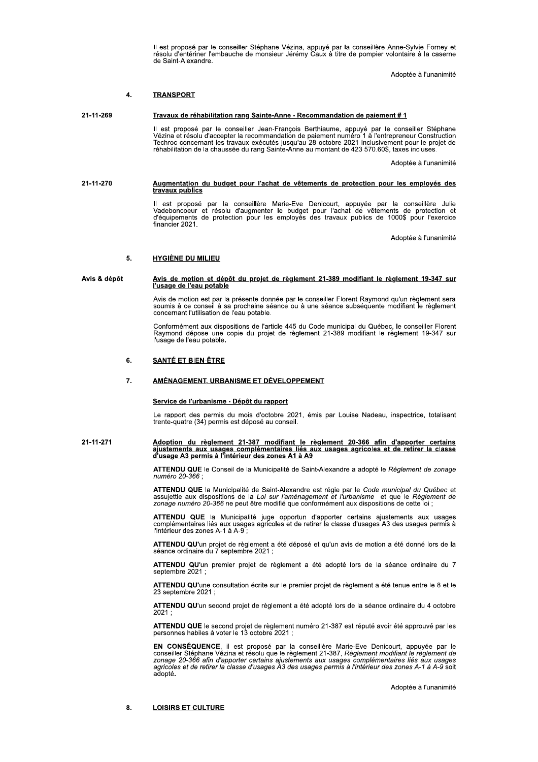Il est proposé par le conseiller Stéphane Vézina, appuyé par la conseillère Anne-Sylvie Forney et résolu d'entériner l'embauche de monsieur Jérémy Caux à titre de pompier volontaire à la caserne de Saint-Alexandre.

Adoptée à l'unanimité

## 4. TRANSPORT

**21-11-269**

### Travaux de réhabilitation rang Sainte-Anne - Recommandation de paiement # 1

Il est proposé par le conseiller Jean-François Berthiaume, appuyé par le conseiller Stéphane Vézina et résolu d'accepter la recommandation de paiement numéro 1 à l'entrepreneur Construction Techroc concernant les travaux exécutés jusqu'au 28 octobre 2021 inclusivement pour le projet de réhabilitation de la chaussée du rang Sainte-Anne au montant de 423 570.60$, taxes incluses.

Adoptée à l'unanimité

**21-11-270**

### Augmentation du budget pour l'achat de vêtements de protection pour les employés des travaux publics

Il est proposé par la conseillère Marie-Eve Denicourt, appuyée par la conseillère Julie Vadeboncoeur et résolu d'augmenter le budget pour l'achat de vêtements de protection et d'équipements de protection pour les employés des travaux publics de 1000$ pour l'exercice financier 2021.

Adoptée à l'unanimité

## 5. HYGIÈNE DU MILIEU

**Avis & dépôt**

### Avis de motion et dépôt du projet de règlement 21-389 modifiant le règlement 19-347 sur l'usage de l'eau potable

Avis de motion est par la présente donnée par le conseiller Florent Raymond qu'un règlement sera soumis à ce conseil à sa prochaine séance ou à une séance subséquente modifiant le règlement concernant l'utilisation de l'eau potable.

Conformément aux dispositions de l'article 445 du Code municipal du Québec, le conseiller Florent Raymond dépose une copie du projet de règlement 21-389 modifiant le règlement 19-347 sur l'usage de l'eau potable.

## 6. SANTÉ ET BIEN-ÊTRE

## 7. AMÉNAGEMENT, URBANISME ET DÉVELOPPEMENT

### Service de l'urbanisme - Dépôt du rapport

Le rapport des permis du mois d'octobre 2021, émis par Louise Nadeau, inspectrice, totalisant trente-quatre (34) permis est déposé au conseil.

**21-11-271**

### Adoption du règlement 21-387 modifiant le règlement 20-366 afin d'apporter certains ajustements aux usages complémentaires liés aux usages agricoles et de retirer la classe d'usage A3 permis à l'intérieur des zones A1 à A9

**ATTENDU QUE** le Conseil de la Municipalité de Saint-Alexandre a adopté le *Règlement de zonage numéro 20-366* ;

**ATTENDU QUE** la Municipalité de Saint-Alexandre est régie par le *Code municipal du Québec* et assujettie aux dispositions de la *Loi sur l'aménagement et l'urbanisme* et que le *Règlement de zonage numéro 20-366* ne peut être modifié que conformément aux dispositions de cette loi ;

**ATTENDU QUE** la Municipalité juge opportun d'apporter certains ajustements aux usages complémentaires liés aux usages agricoles et de retirer la classe d'usages A3 des usages permis à l'intérieur des zones A-1 à A-9 ;

**ATTENDU QU'**un projet de règlement a été déposé et qu'un avis de motion a été donné lors de la séance ordinaire du 7 septembre 2021 ;

**ATTENDU QU'**un premier projet de règlement a été adopté lors de la séance ordinaire du 7 septembre 2021 ;

**ATTENDU QU'**une consultation écrite sur le premier projet de règlement a été tenue entre le 8 et le 23 septembre 2021 ;

**ATTENDU QU'**un second projet de règlement a été adopté lors de la séance ordinaire du 4 octobre 2021 ;

**ATTENDU QUE** le second projet de règlement numéro 21-387 est réputé avoir été approuvé par les personnes habiles à voter le 13 octobre 2021 ;

**EN CONSÉQUENCE**, il est proposé par la conseillère Marie-Eve Denicourt, appuyée par le conseiller Stéphane Vézina et résolu que le règlement 21-387, *Règlement modifiant le règlement de zonage 20-366 afin d'apporter certains ajustements aux usages complémentaires liés aux usages agricoles et de retirer la classe d'usages A3 des usages permis à l'intérieur des zones A-1 à A-9* soit adopté.

Adoptée à l'unanimité

## 8. LOISIRS ET CULTURE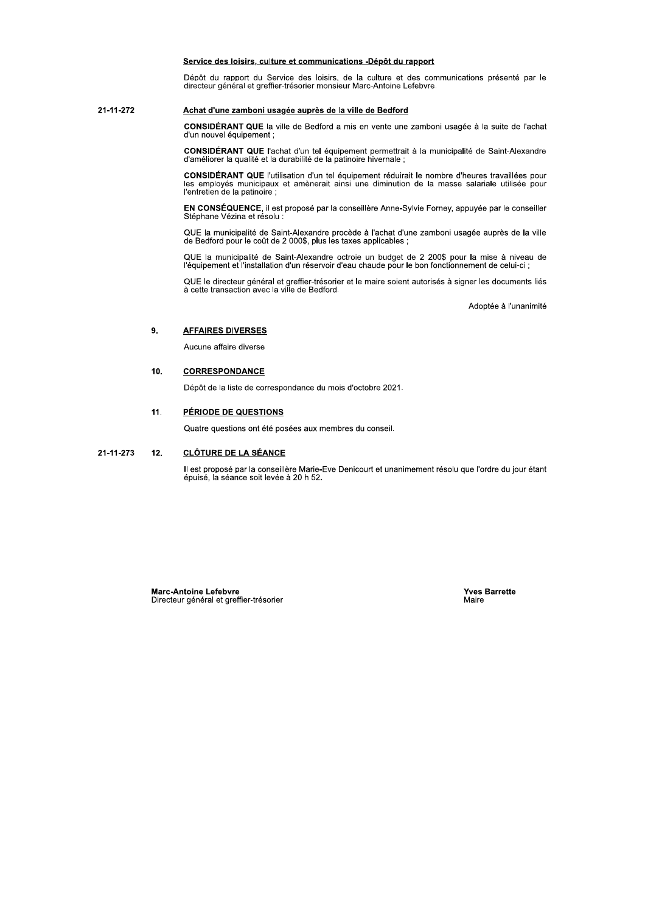**Service des loisirs, culture et communications -Dépôt du rapport**

Dépôt du rapport du Service des loisirs, de la culture et des communications présenté par le directeur général et greffier-trésorier monsieur Marc-Antoine Lefebvre.

21-11-272

**Achat d'une zamboni usagée auprès de la ville de Bedford**

**CONSIDÉRANT QUE** la ville de Bedford a mis en vente une zamboni usagée à la suite de l'achat d'un nouvel équipement ;

**CONSIDÉRANT QUE** l'achat d'un tel équipement permettrait à la municipalité de Saint-Alexandre d'améliorer la qualité et la durabilité de la patinoire hivernale ;

**CONSIDÉRANT QUE** l'utilisation d'un tel équipement réduirait le nombre d'heures travaillées pour les employés municipaux et amènerait ainsi une diminution de la masse salariale utilisée pour l'entretien de la patinoire ;

**EN CONSÉQUENCE**, il est proposé par la conseillère Anne-Sylvie Forney, appuyée par le conseiller Stéphane Vézina et résolu :

QUE la municipalité de Saint-Alexandre procède à l'achat d'une zamboni usagée auprès de la ville de Bedford pour le coût de 2 000$, plus les taxes applicables ;

QUE la municipalité de Saint-Alexandre octroie un budget de 2 200$ pour la mise à niveau de l'équipement et l'installation d'un réservoir d'eau chaude pour le bon fonctionnement de celui-ci ;

QUE le directeur général et greffier-trésorier et le maire soient autorisés à signer les documents liés à cette transaction avec la ville de Bedford.

Adoptée à l'unanimité

## 9. AFFAIRES DIVERSES

Aucune affaire diverse

## 10. CORRESPONDANCE

Dépôt de la liste de correspondance du mois d'octobre 2021.

## 11. PÉRIODE DE QUESTIONS

Quatre questions ont été posées aux membres du conseil.

21-11-273

## 12. CLÔTURE DE LA SÉANCE

Il est proposé par la conseillère Marie-Eve Denicourt et unanimement résolu que l'ordre du jour étant épuisé, la séance soit levée à 20 h 52.

**Marc-Antoine Lefebvre**
Directeur général et greffier-trésorier

**Yves Barrette**
Maire